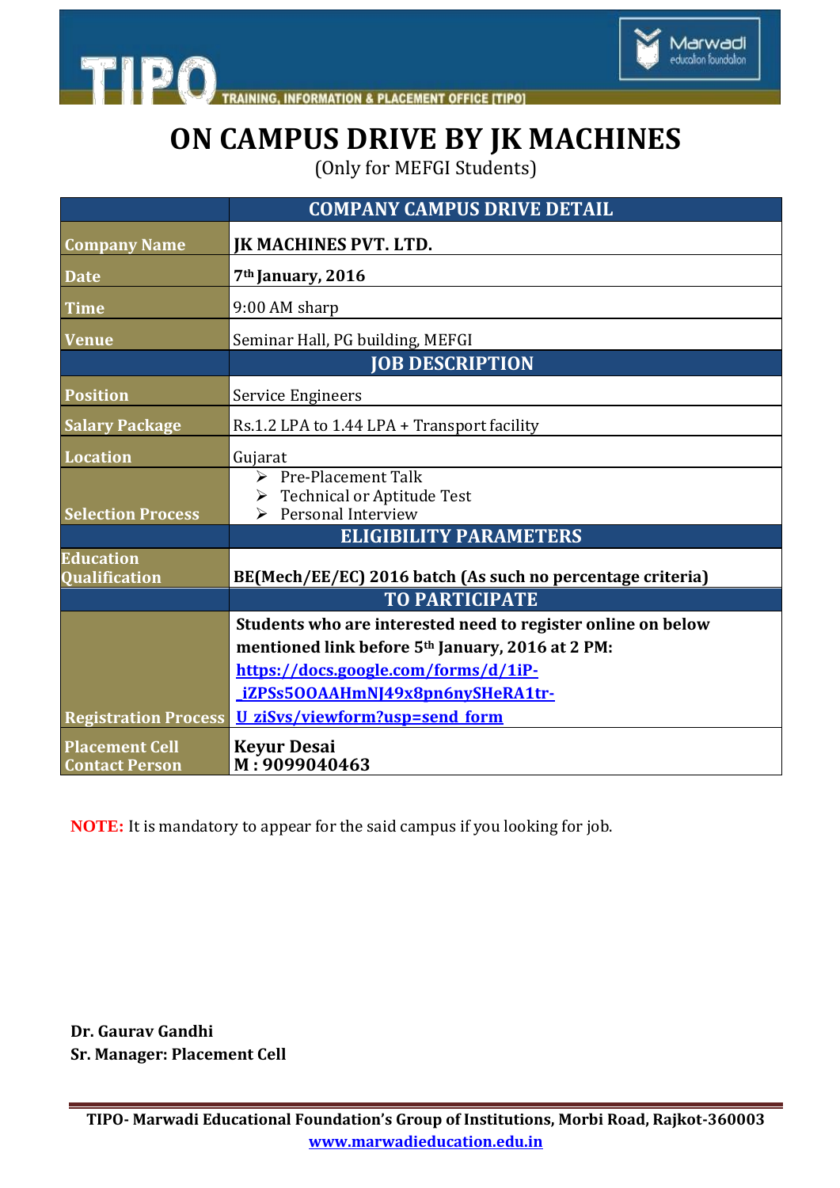# ON CAMPUS DRIVE BY JK MACHINES

(Only for MEFGI Students)

| | |
|---|---|
| | **COMPANY CAMPUS DRIVE DETAIL** |
| **Company Name** | **JK MACHINES PVT. LTD.** |
| **Date** | **7th January, 2016** |
| **Time** | 9:00 AM sharp |
| **Venue** | Seminar Hall, PG building, MEFGI |
| | **JOB DESCRIPTION** |
| **Position** | Service Engineers |
| **Salary Package** | Rs.1.2 LPA to 1.44 LPA + Transport facility |
| **Location** | Gujarat |
| **Selection Process** | ➢ Pre-Placement Talk<br>➢ Technical or Aptitude Test<br>➢ Personal Interview |
| | **ELIGIBILITY PARAMETERS** |
| **Education Qualification** | **BE(Mech/EE/EC) 2016 batch (As such no percentage criteria)** |
| | **TO PARTICIPATE** |
| **Registration Process** | **Students who are interested need to register online on below mentioned link before 5th January, 2016 at 2 PM:**<br>**https://docs.google.com/forms/d/1iP-_iZPSs5OOAAHmNJ49x8pn6nySHeRA1tr-U_ziSvs/viewform?usp=send_form** |
| **Placement Cell Contact Person** | **Keyur Desai**<br>**M : 9099040463** |

**NOTE:** It is mandatory to appear for the said campus if you looking for job.

**Dr. Gaurav Gandhi**
**Sr. Manager: Placement Cell**

**TIPO- Marwadi Educational Foundation's Group of Institutions, Morbi Road, Rajkot-360003**
**www.marwadieducation.edu.in**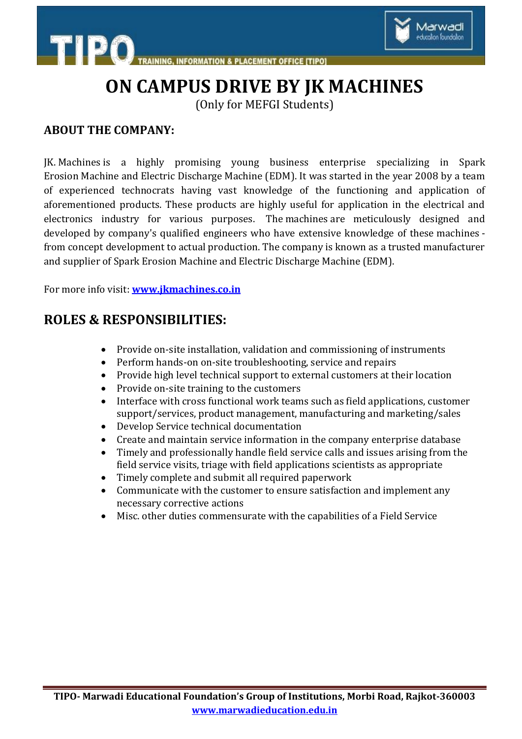# ON CAMPUS DRIVE BY JK MACHINES

(Only for MEFGI Students)

## ABOUT THE COMPANY:

JK. Machines is a highly promising young business enterprise specializing in Spark Erosion Machine and Electric Discharge Machine (EDM). It was started in the year 2008 by a team of experienced technocrats having vast knowledge of the functioning and application of aforementioned products. These products are highly useful for application in the electrical and electronics industry for various purposes. The machines are meticulously designed and developed by company's qualified engineers who have extensive knowledge of these machines - from concept development to actual production. The company is known as a trusted manufacturer and supplier of Spark Erosion Machine and Electric Discharge Machine (EDM).

For more info visit: **www.jkmachines.co.in**

## ROLES & RESPONSIBILITIES:

- Provide on-site installation, validation and commissioning of instruments
- Perform hands-on on-site troubleshooting, service and repairs
- Provide high level technical support to external customers at their location
- Provide on-site training to the customers
- Interface with cross functional work teams such as field applications, customer support/services, product management, manufacturing and marketing/sales
- Develop Service technical documentation
- Create and maintain service information in the company enterprise database
- Timely and professionally handle field service calls and issues arising from the field service visits, triage with field applications scientists as appropriate
- Timely complete and submit all required paperwork
- Communicate with the customer to ensure satisfaction and implement any necessary corrective actions
- Misc. other duties commensurate with the capabilities of a Field Service